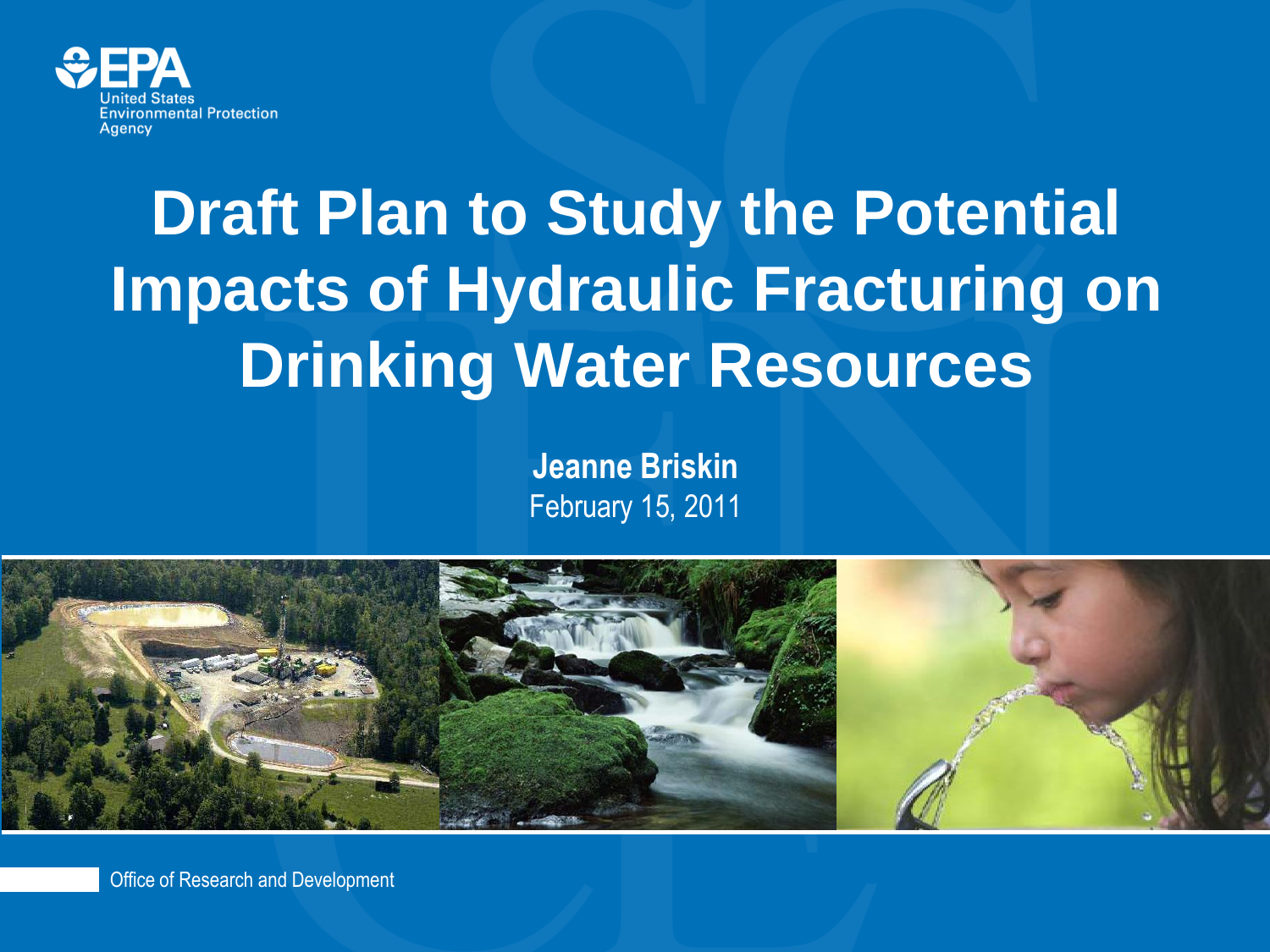United States Environmental Protection Agency

# Draft Plan to Study the Potential Impacts of Hydraulic Fracturing on Drinking Water Resources

**Jeanne Briskin**

February 15, 2011

Office of Research and Development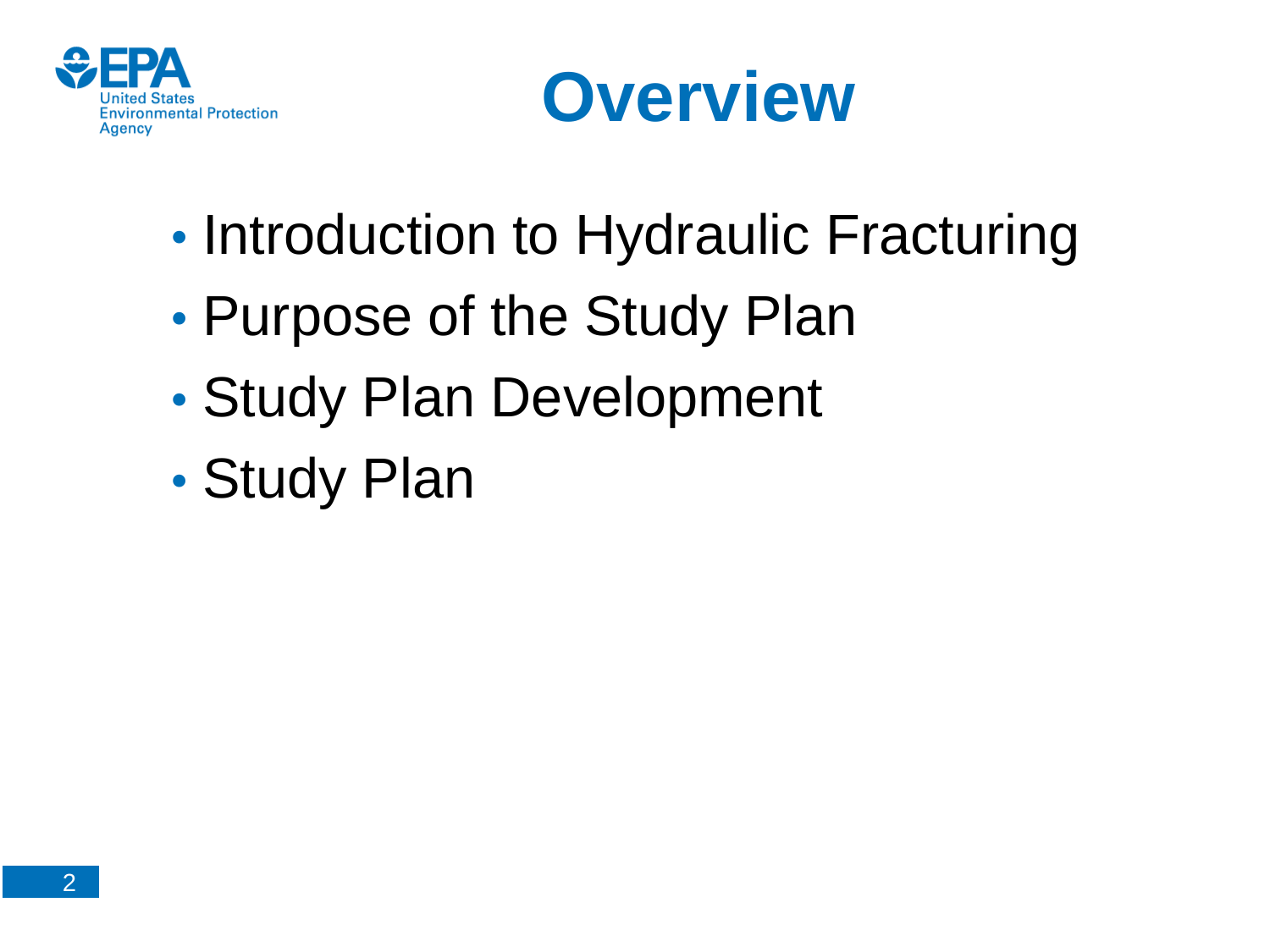# Overview

- Introduction to Hydraulic Fracturing
- Purpose of the Study Plan
- Study Plan Development
- Study Plan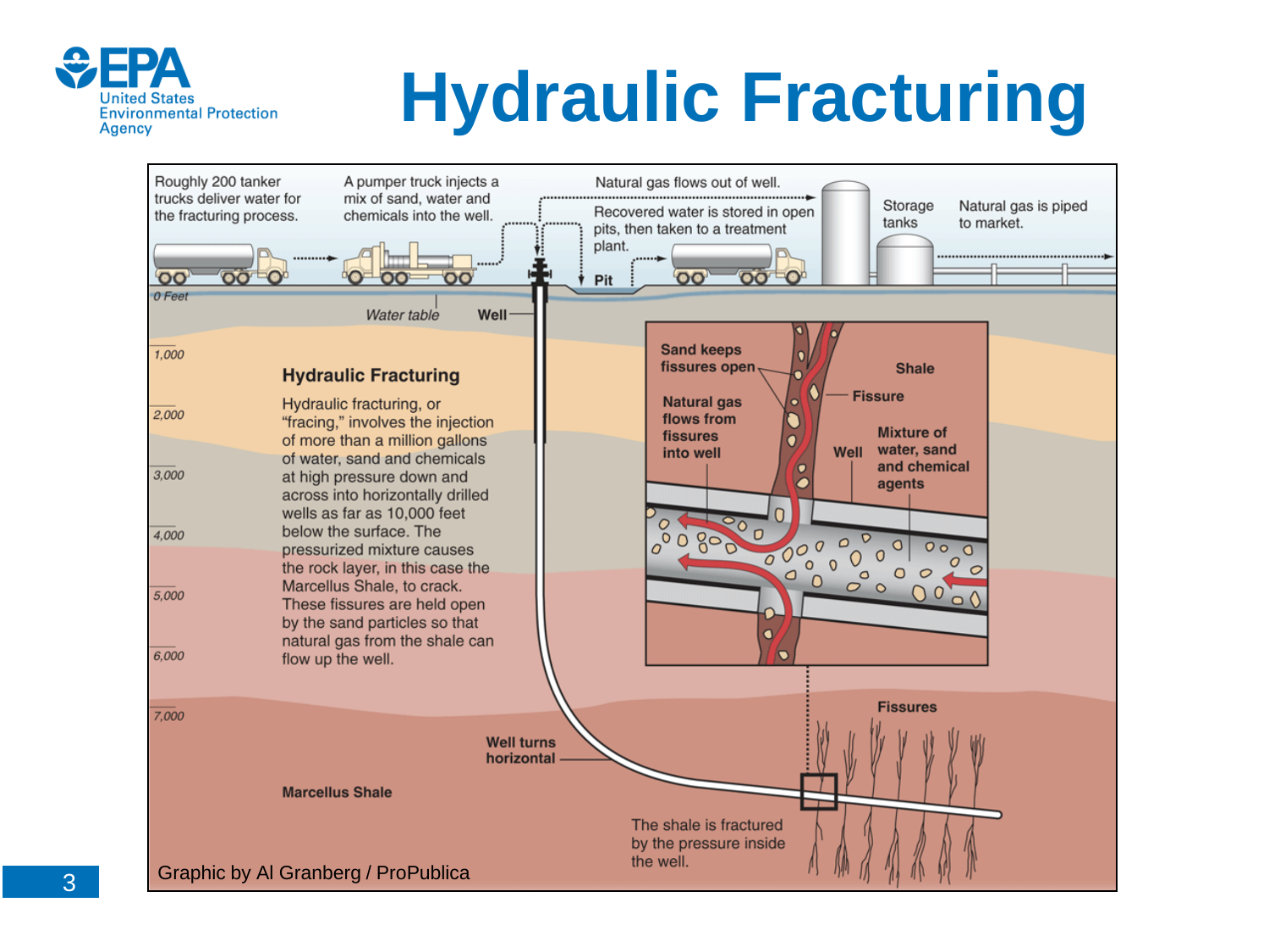# Hydraulic Fracturing

Roughly 200 tanker trucks deliver water for the fracturing process.

A pumper truck injects a mix of sand, water and chemicals into the well.

Natural gas flows out of well.

Recovered water is stored in open pits, then taken to a treatment plant.

Pit

Storage tanks

Natural gas is piped to market.

0 Feet

Water table

Well

1,000

2,000

3,000

4,000

5,000

6,000

7,000

## Hydraulic Fracturing

Hydraulic fracturing, or "fracing," involves the injection of more than a million gallons of water, sand and chemicals at high pressure down and across into horizontally drilled wells as far as 10,000 feet below the surface. The pressurized mixture causes the rock layer, in this case the Marcellus Shale, to crack. These fissures are held open by the sand particles so that natural gas from the shale can flow up the well.

Sand keeps fissures open

Natural gas flows from fissures into well

Shale

Fissure

Well

Mixture of water, sand and chemical agents

Fissures

Well turns horizontal

**Marcellus Shale**

The shale is fractured by the pressure inside the well.

Graphic by Al Granberg / ProPublica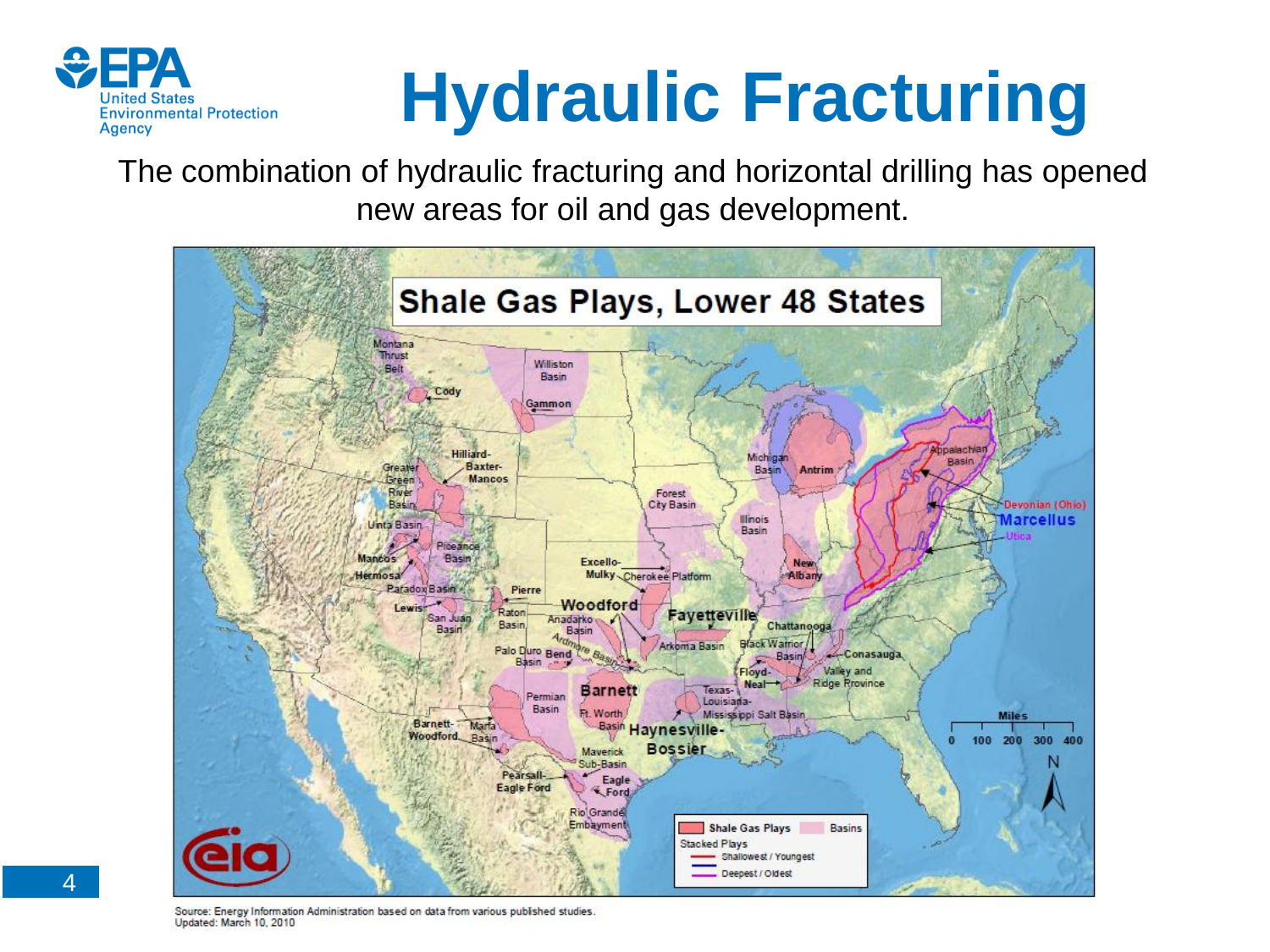# Hydraulic Fracturing

The combination of hydraulic fracturing and horizontal drilling has opened new areas for oil and gas development.

Source: Energy Information Administration based on data from various published studies.
Updated: March 10, 2010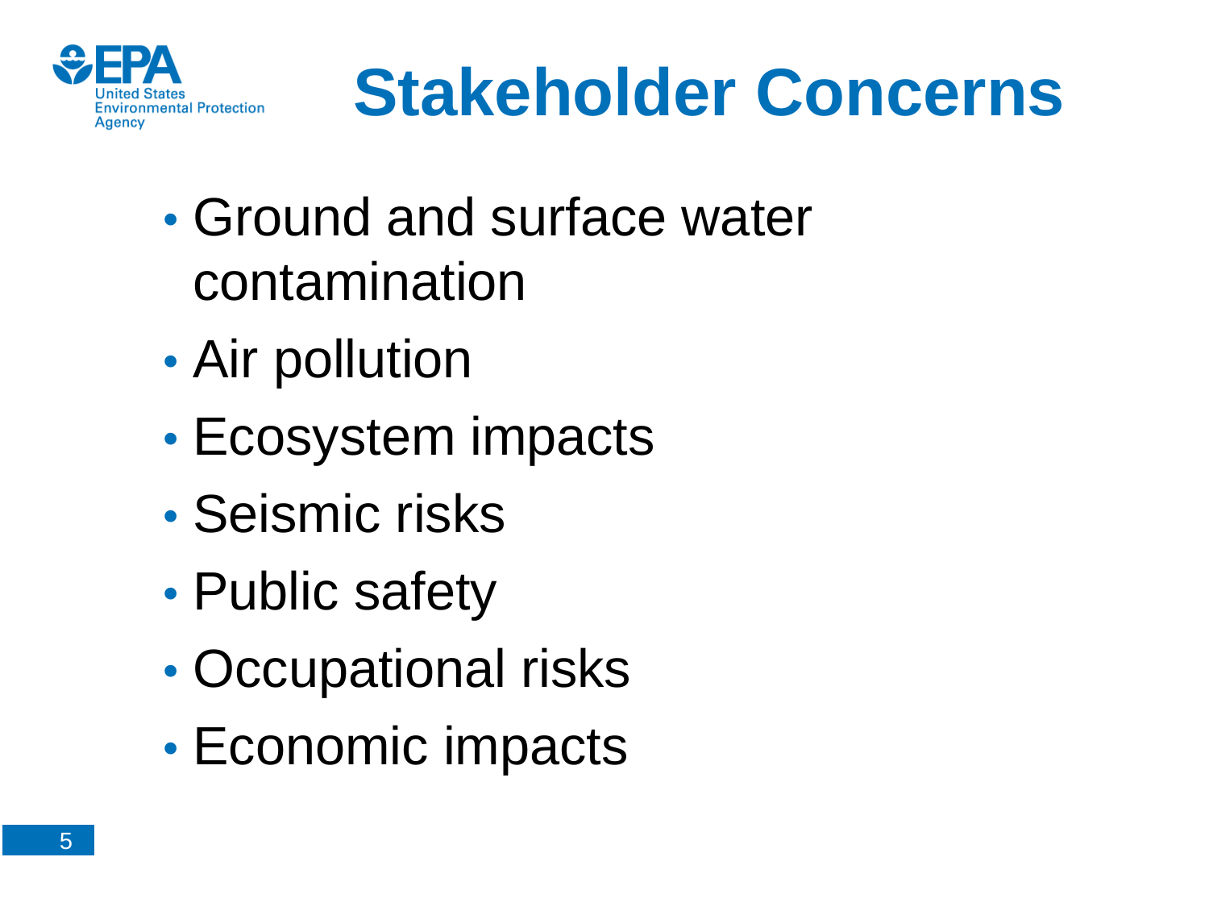# Stakeholder Concerns

- Ground and surface water contamination
- Air pollution
- Ecosystem impacts
- Seismic risks
- Public safety
- Occupational risks
- Economic impacts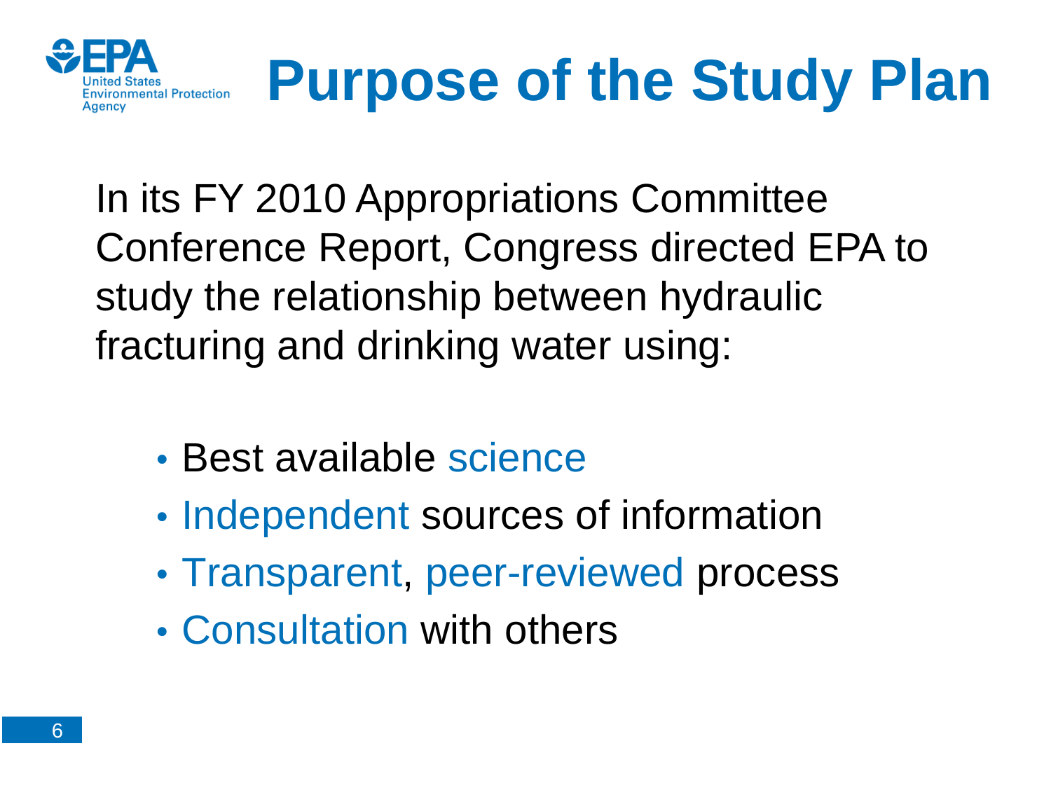# Purpose of the Study Plan

In its FY 2010 Appropriations Committee Conference Report, Congress directed EPA to study the relationship between hydraulic fracturing and drinking water using:

- Best available science
- Independent sources of information
- Transparent, peer-reviewed process
- Consultation with others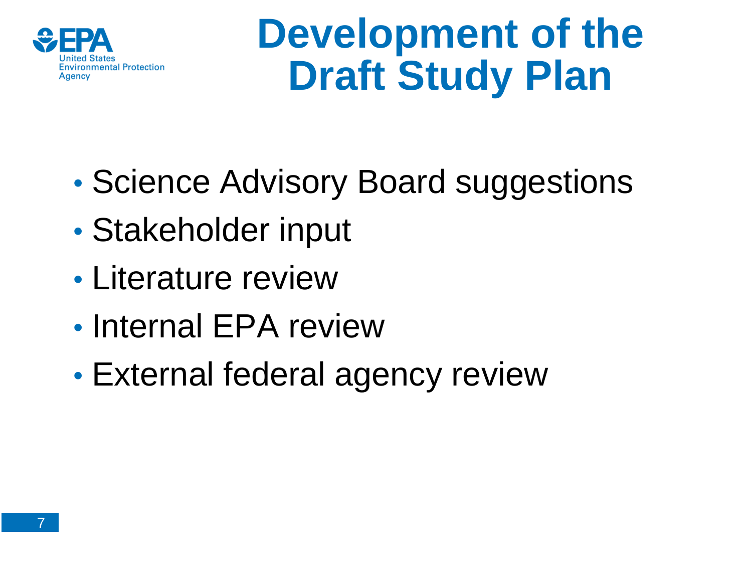# Development of the Draft Study Plan

- Science Advisory Board suggestions
- Stakeholder input
- Literature review
- Internal EPA review
- External federal agency review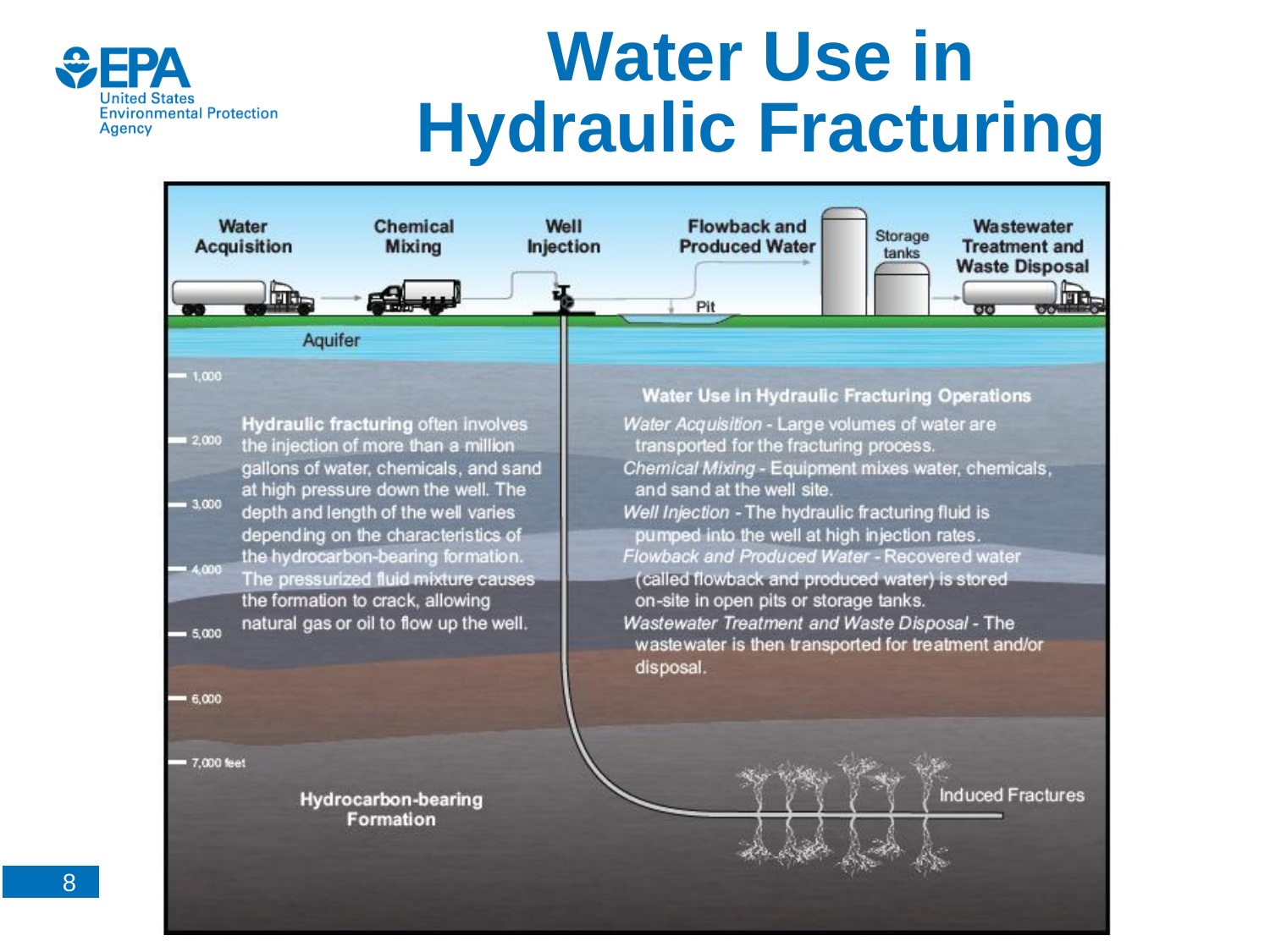# Water Use in Hydraulic Fracturing

Water Acquisition → Chemical Mixing → Well Injection → Flowback and Produced Water → Storage tanks → Wastewater Treatment and Waste Disposal

Pit

Aquifer

1,000

2,000

3,000

4,000

5,000

6,000

7,000 feet

**Hydraulic fracturing** often involves the injection of more than a million gallons of water, chemicals, and sand at high pressure down the well. The depth and length of the well varies depending on the characteristics of the hydrocarbon-bearing formation. The pressurized fluid mixture causes the formation to crack, allowing natural gas or oil to flow up the well.

**Water Use in Hydraulic Fracturing Operations**

*Water Acquisition* - Large volumes of water are transported for the fracturing process.

*Chemical Mixing* - Equipment mixes water, chemicals, and sand at the well site.

*Well Injection* - The hydraulic fracturing fluid is pumped into the well at high injection rates.

*Flowback and Produced Water* - Recovered water (called flowback and produced water) is stored on-site in open pits or storage tanks.

*Wastewater Treatment and Waste Disposal* - The wastewater is then transported for treatment and/or disposal.

**Hydrocarbon-bearing Formation**

Induced Fractures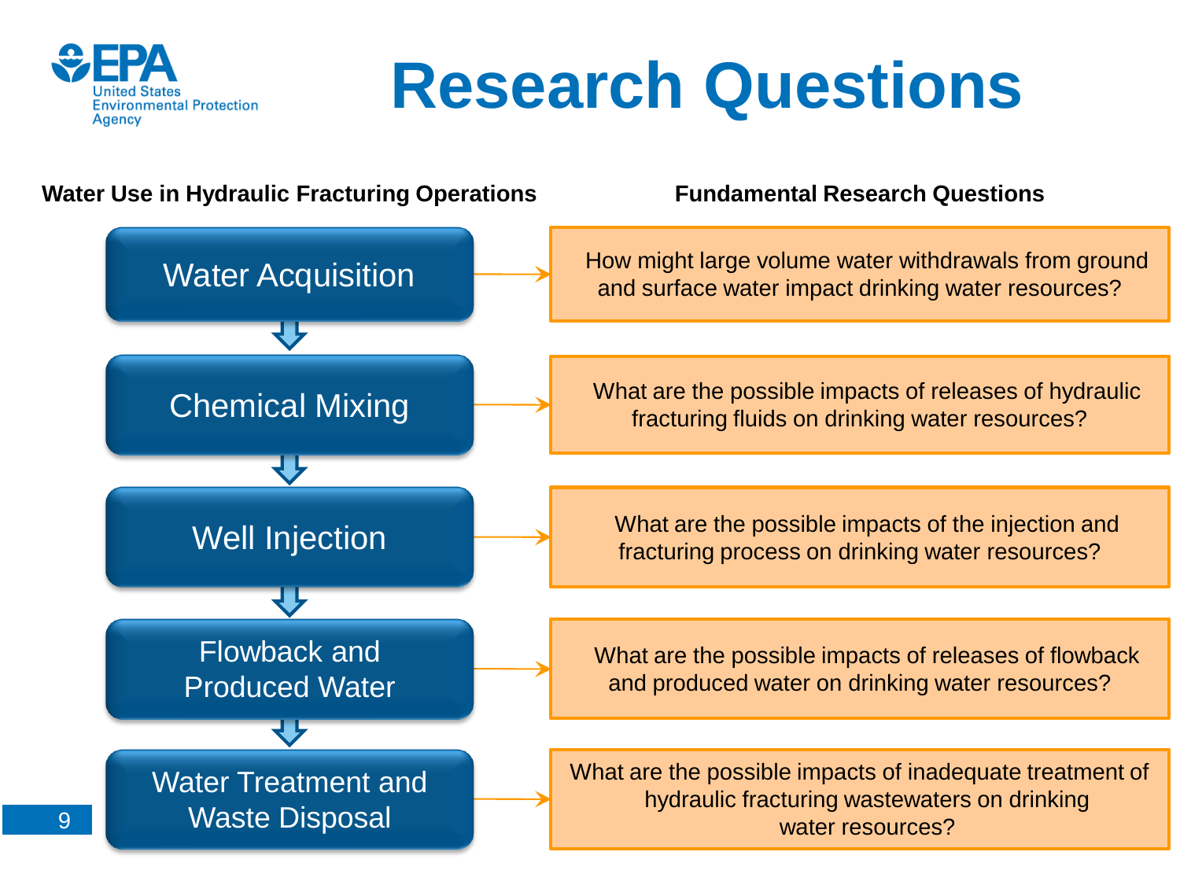# Research Questions

| Water Use in Hydraulic Fracturing Operations | Fundamental Research Questions |
| --- | --- |
| Water Acquisition | How might large volume water withdrawals from ground and surface water impact drinking water resources? |
| Chemical Mixing | What are the possible impacts of releases of hydraulic fracturing fluids on drinking water resources? |
| Well Injection | What are the possible impacts of the injection and fracturing process on drinking water resources? |
| Flowback and Produced Water | What are the possible impacts of releases of flowback and produced water on drinking water resources? |
| Water Treatment and Waste Disposal | What are the possible impacts of inadequate treatment of hydraulic fracturing wastewaters on drinking water resources? |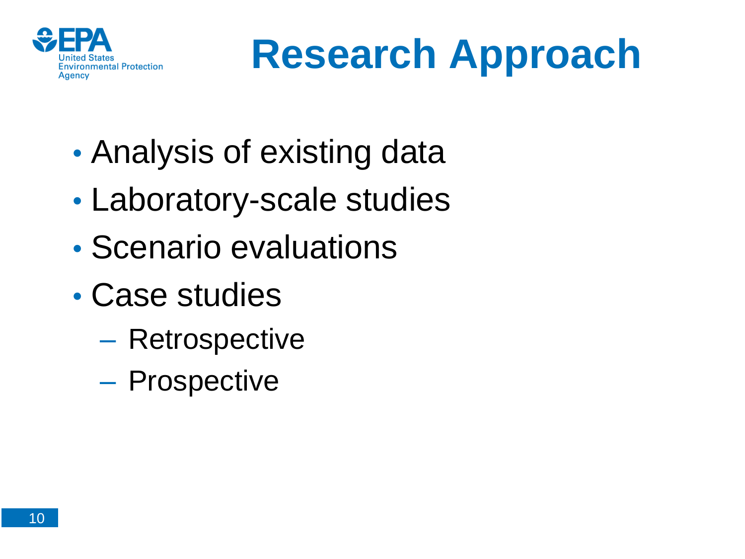# Research Approach

- Analysis of existing data
- Laboratory-scale studies
- Scenario evaluations
- Case studies
  - Retrospective
  - Prospective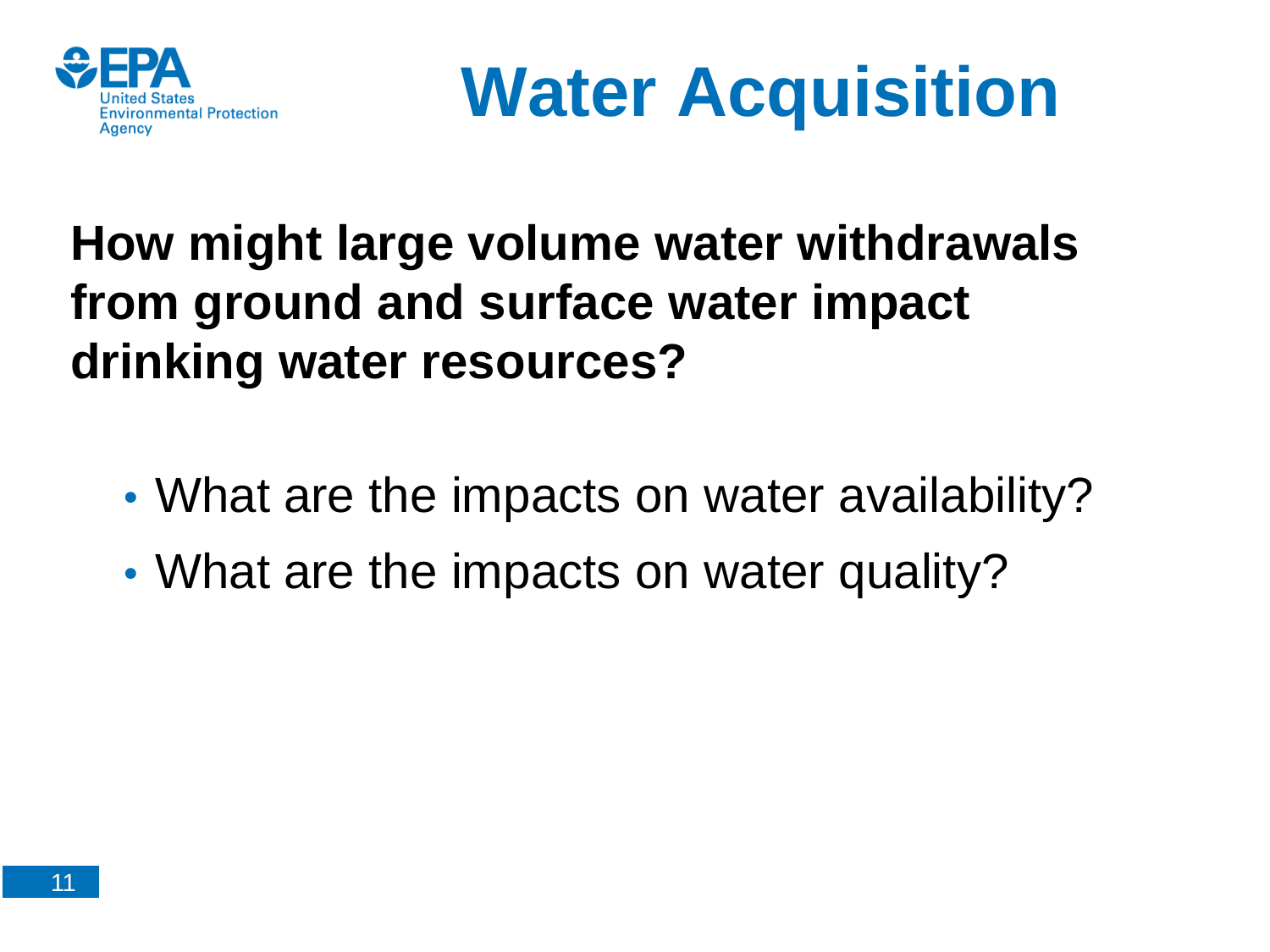# Water Acquisition

**How might large volume water withdrawals from ground and surface water impact drinking water resources?**

- What are the impacts on water availability?
- What are the impacts on water quality?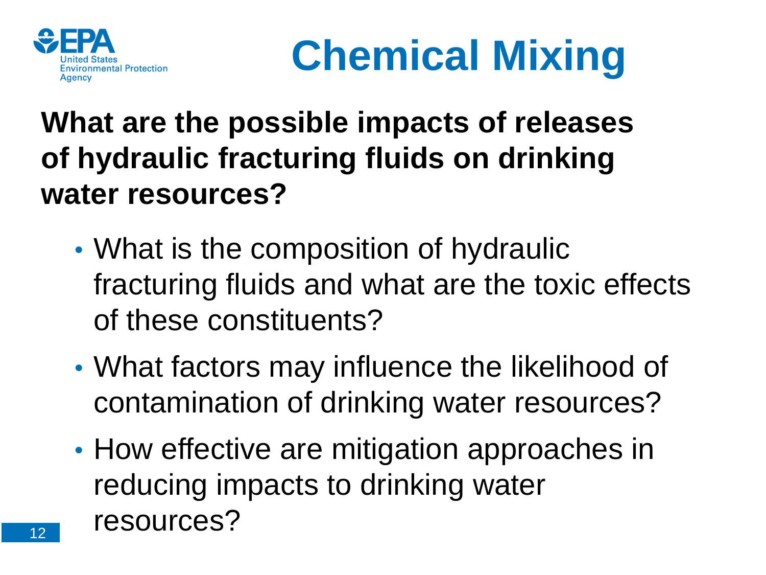# Chemical Mixing

**What are the possible impacts of releases of hydraulic fracturing fluids on drinking water resources?**

- What is the composition of hydraulic fracturing fluids and what are the toxic effects of these constituents?
- What factors may influence the likelihood of contamination of drinking water resources?
- How effective are mitigation approaches in reducing impacts to drinking water resources?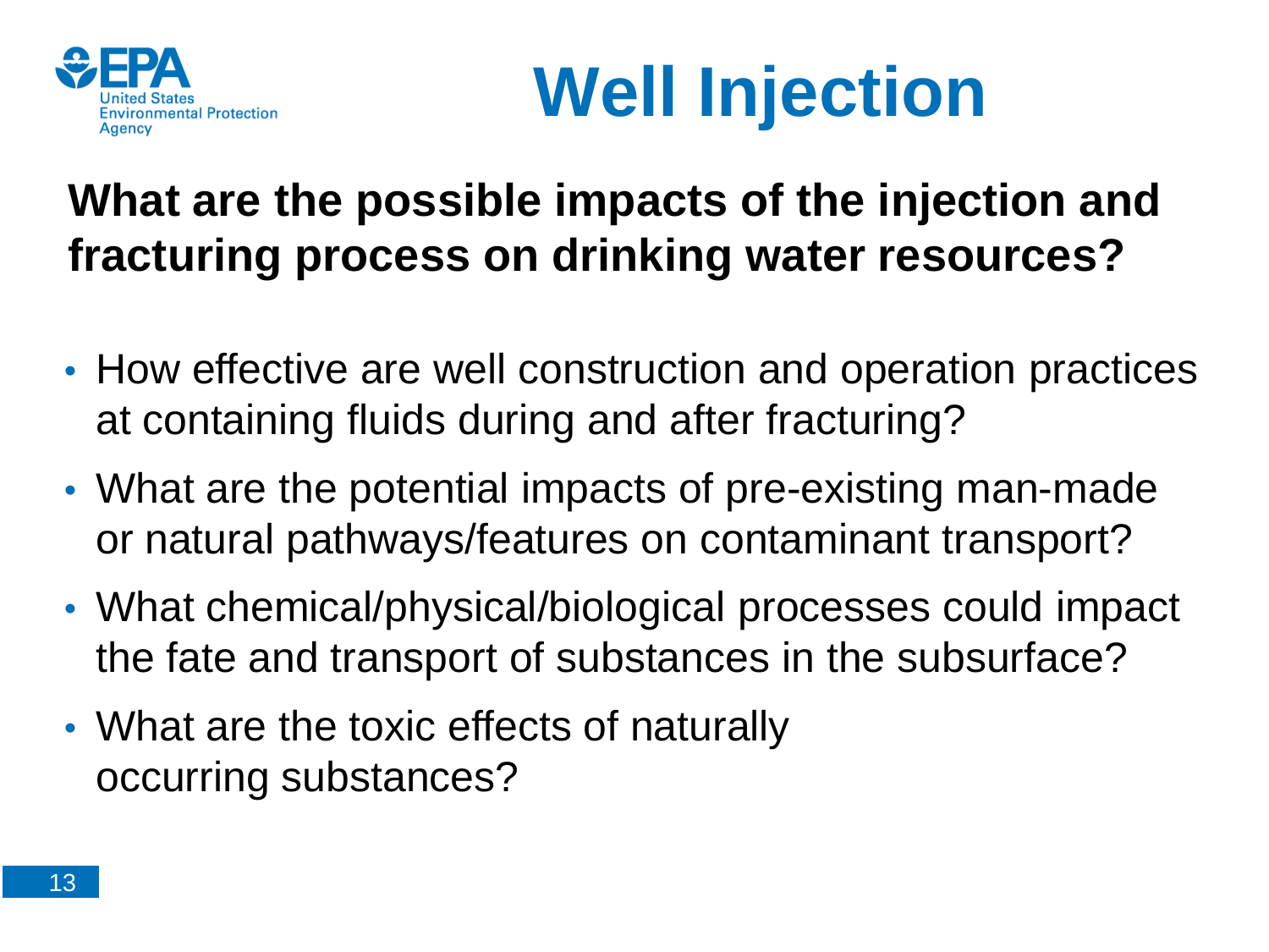# Well Injection

## What are the possible impacts of the injection and fracturing process on drinking water resources?

- How effective are well construction and operation practices at containing fluids during and after fracturing?
- What are the potential impacts of pre-existing man-made or natural pathways/features on contaminant transport?
- What chemical/physical/biological processes could impact the fate and transport of substances in the subsurface?
- What are the toxic effects of naturally occurring substances?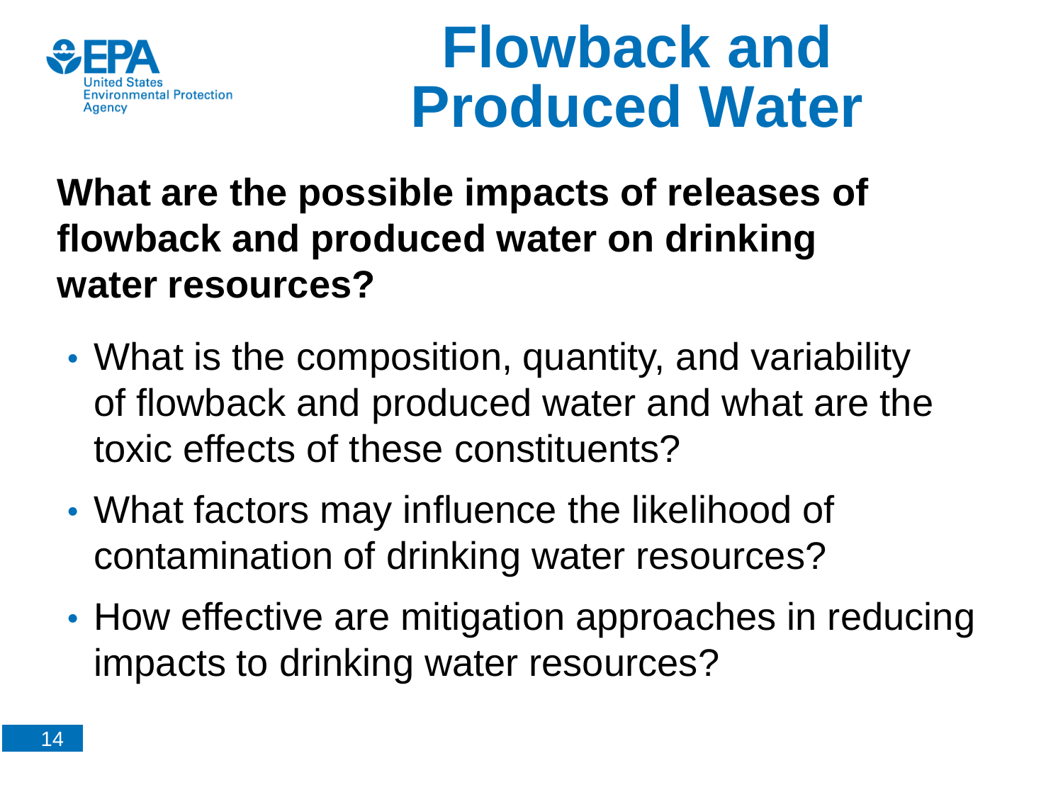# Flowback and Produced Water

**What are the possible impacts of releases of flowback and produced water on drinking water resources?**

- What is the composition, quantity, and variability of flowback and produced water and what are the toxic effects of these constituents?
- What factors may influence the likelihood of contamination of drinking water resources?
- How effective are mitigation approaches in reducing impacts to drinking water resources?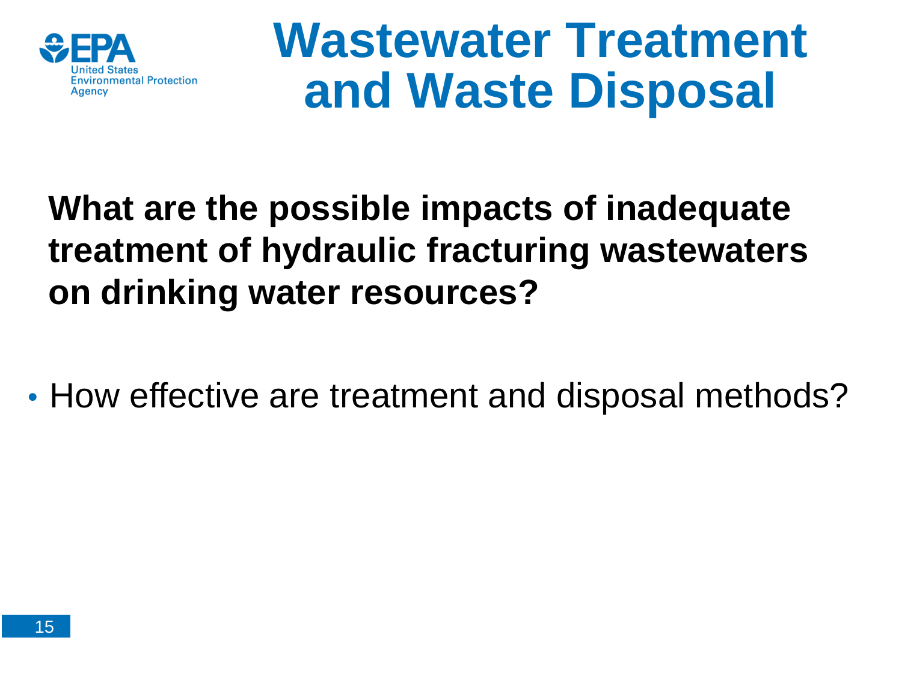# Wastewater Treatment and Waste Disposal

**What are the possible impacts of inadequate treatment of hydraulic fracturing wastewaters on drinking water resources?**

- How effective are treatment and disposal methods?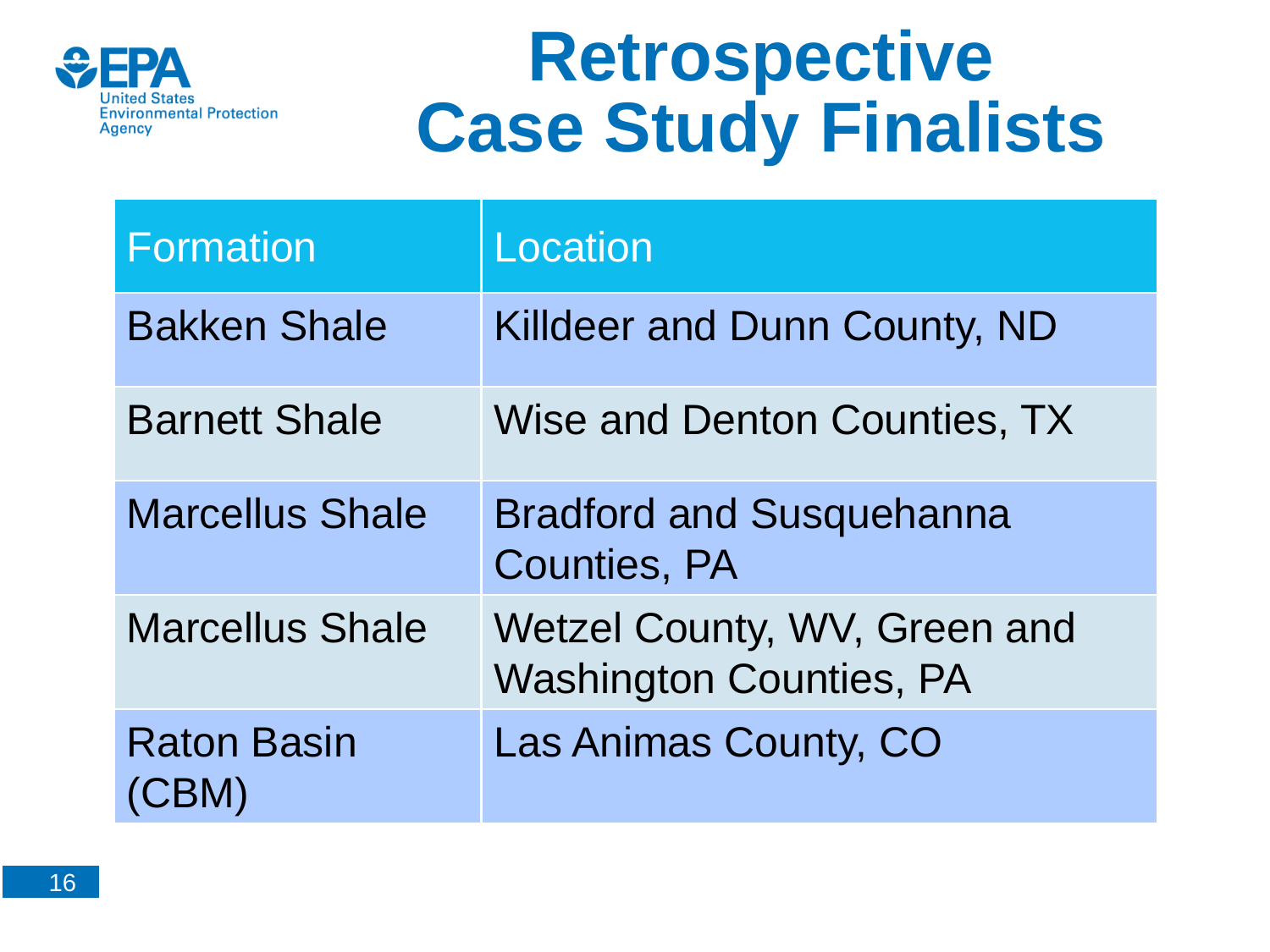# Retrospective Case Study Finalists

| Formation | Location |
| --- | --- |
| Bakken Shale | Killdeer and Dunn County, ND |
| Barnett Shale | Wise and Denton Counties, TX |
| Marcellus Shale | Bradford and Susquehanna Counties, PA |
| Marcellus Shale | Wetzel County, WV, Green and Washington Counties, PA |
| Raton Basin (CBM) | Las Animas County, CO |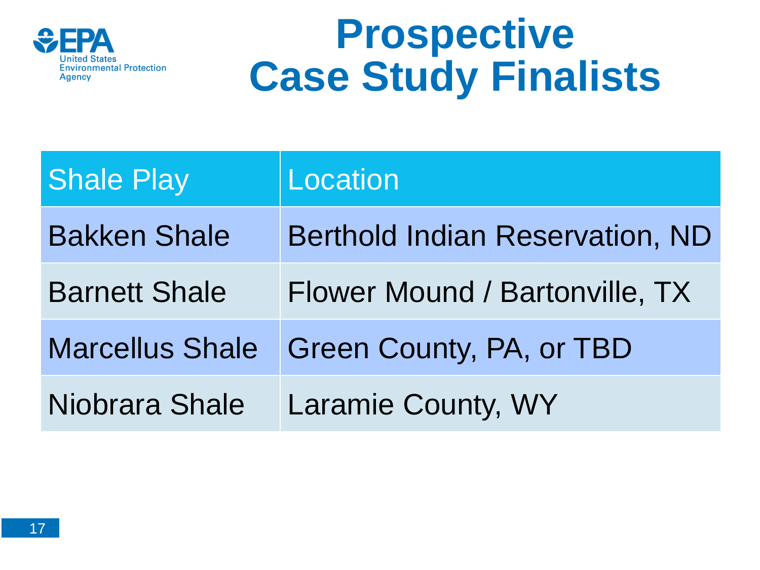# Prospective Case Study Finalists

| Shale Play | Location |
|---|---|
| Bakken Shale | Berthold Indian Reservation, ND |
| Barnett Shale | Flower Mound / Bartonville, TX |
| Marcellus Shale | Green County, PA, or TBD |
| Niobrara Shale | Laramie County, WY |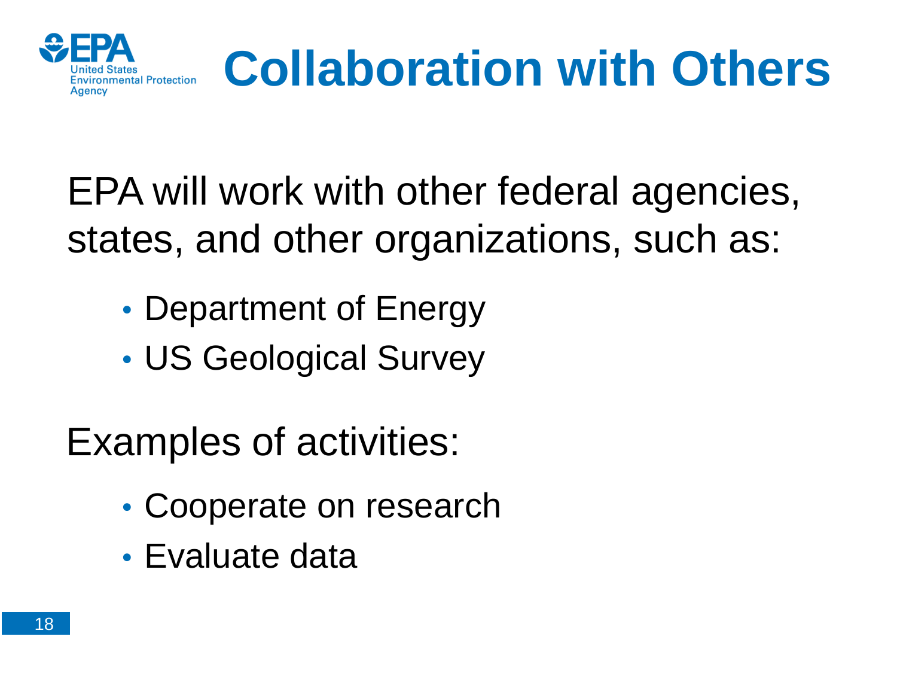# Collaboration with Others

EPA will work with other federal agencies, states, and other organizations, such as:

- Department of Energy
- US Geological Survey

Examples of activities:

- Cooperate on research
- Evaluate data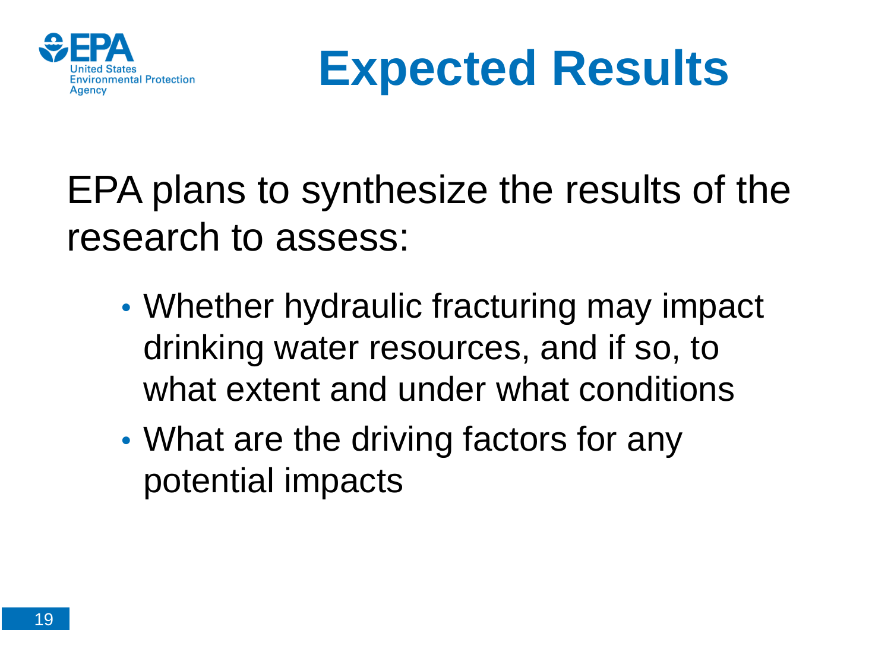# Expected Results

EPA plans to synthesize the results of the research to assess:

- Whether hydraulic fracturing may impact drinking water resources, and if so, to what extent and under what conditions
- What are the driving factors for any potential impacts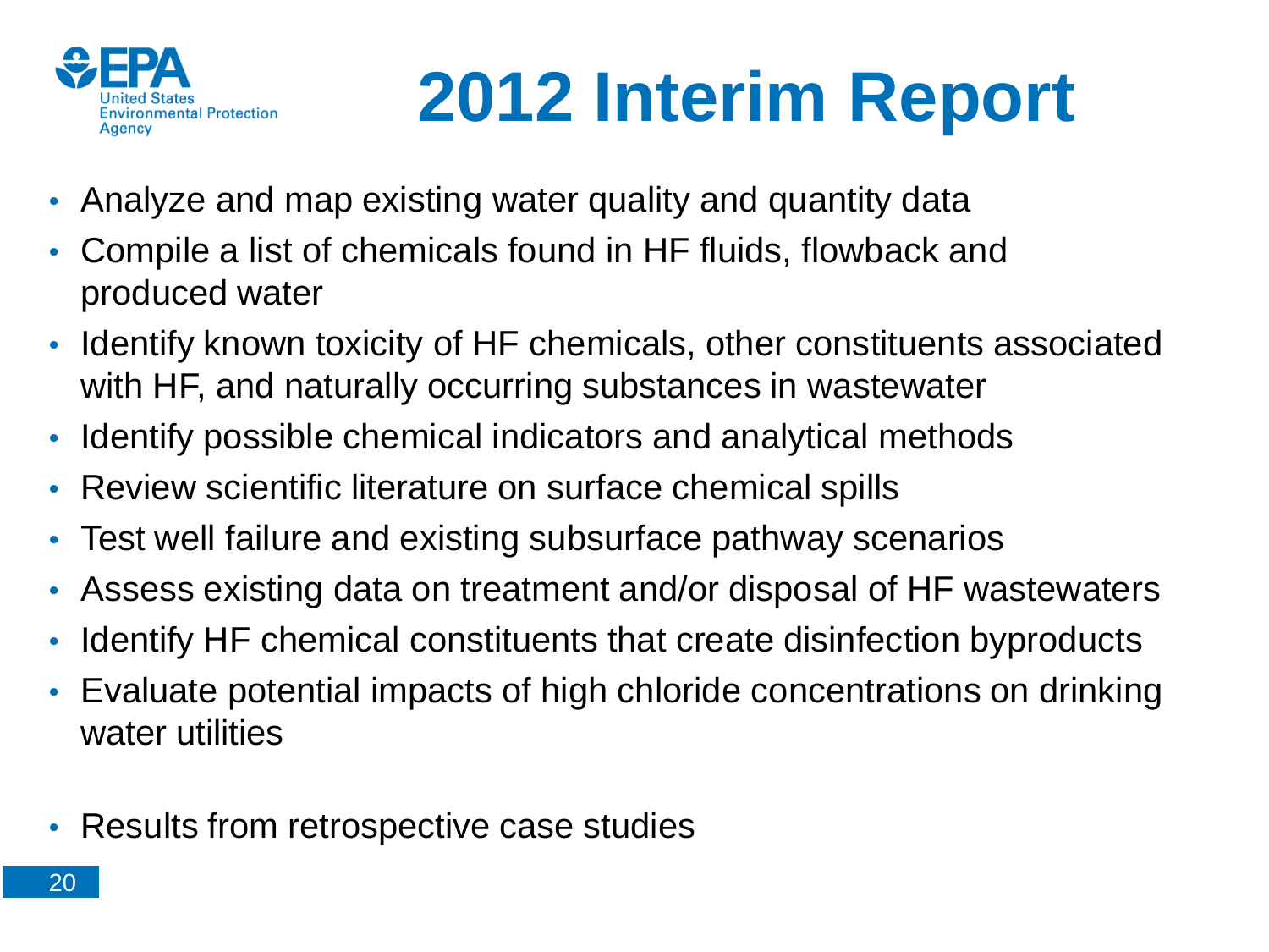# 2012 Interim Report

- Analyze and map existing water quality and quantity data
- Compile a list of chemicals found in HF fluids, flowback and produced water
- Identify known toxicity of HF chemicals, other constituents associated with HF, and naturally occurring substances in wastewater
- Identify possible chemical indicators and analytical methods
- Review scientific literature on surface chemical spills
- Test well failure and existing subsurface pathway scenarios
- Assess existing data on treatment and/or disposal of HF wastewaters
- Identify HF chemical constituents that create disinfection byproducts
- Evaluate potential impacts of high chloride concentrations on drinking water utilities

- Results from retrospective case studies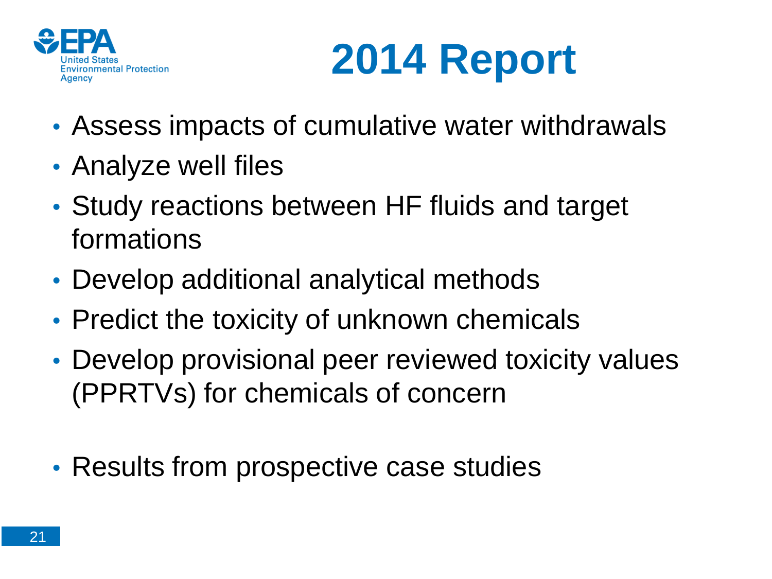# 2014 Report

- Assess impacts of cumulative water withdrawals
- Analyze well files
- Study reactions between HF fluids and target formations
- Develop additional analytical methods
- Predict the toxicity of unknown chemicals
- Develop provisional peer reviewed toxicity values (PPRTVs) for chemicals of concern

- Results from prospective case studies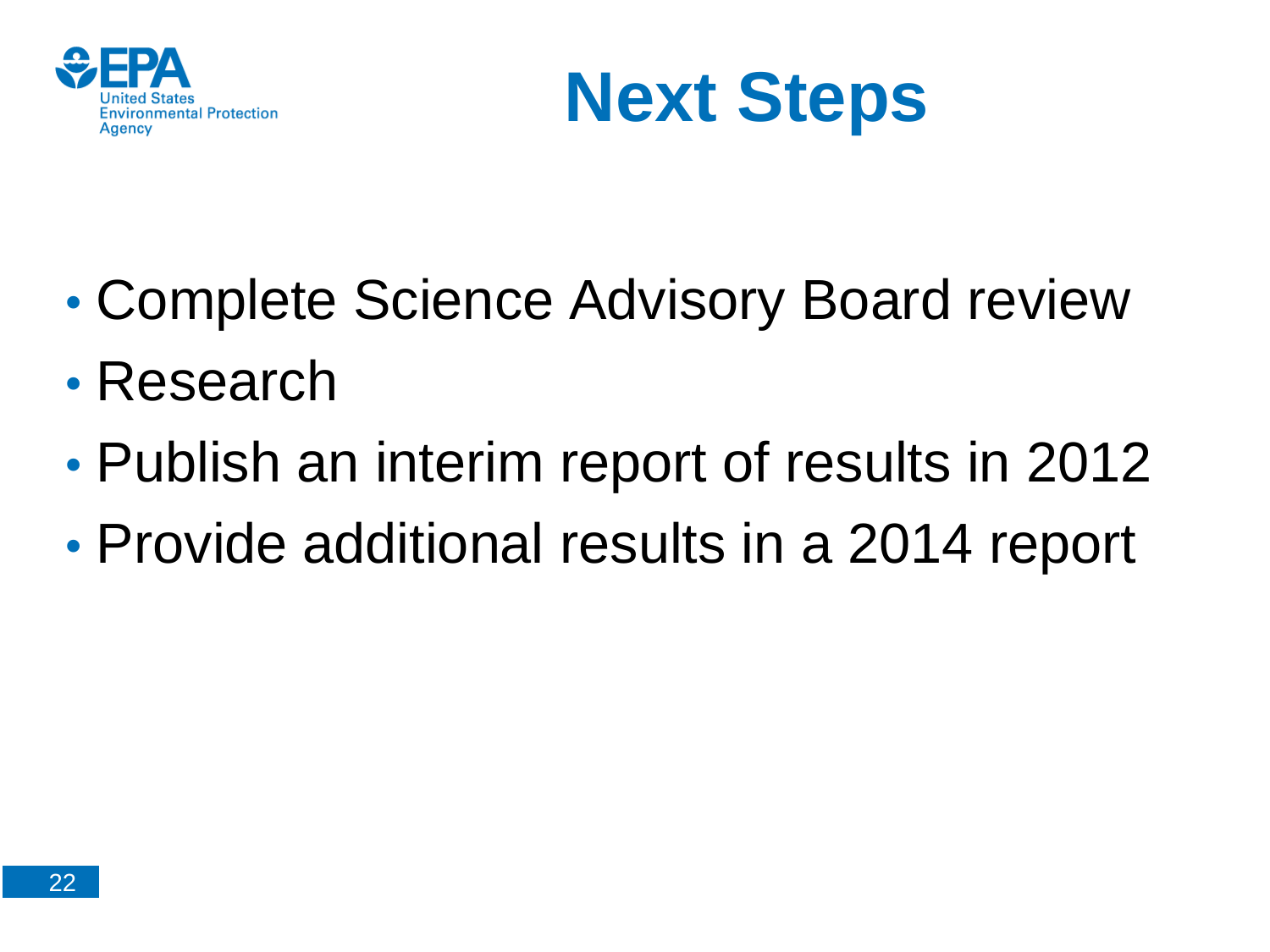# Next Steps

- Complete Science Advisory Board review
- Research
- Publish an interim report of results in 2012
- Provide additional results in a 2014 report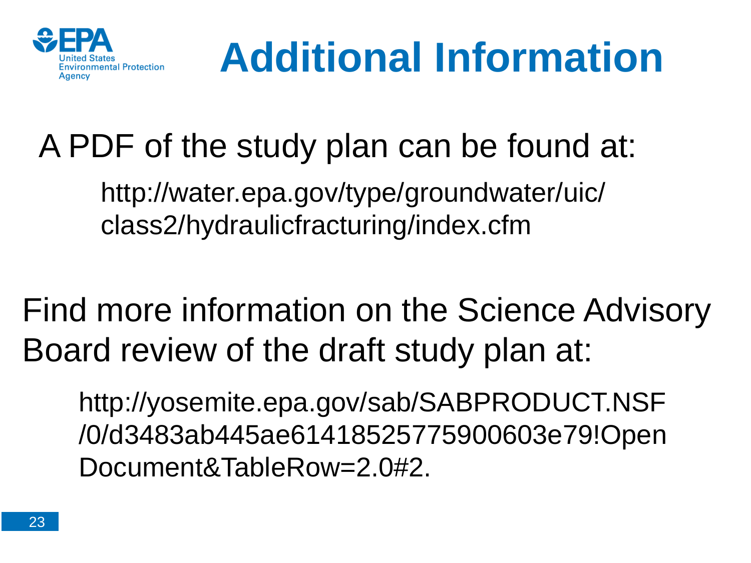# Additional Information

A PDF of the study plan can be found at:

http://water.epa.gov/type/groundwater/uic/class2/hydraulicfracturing/index.cfm

Find more information on the Science Advisory Board review of the draft study plan at:

http://yosemite.epa.gov/sab/SABPRODUCT.NSF/0/d3483ab445ae61418525775900603e79!OpenDocument&TableRow=2.0#2.